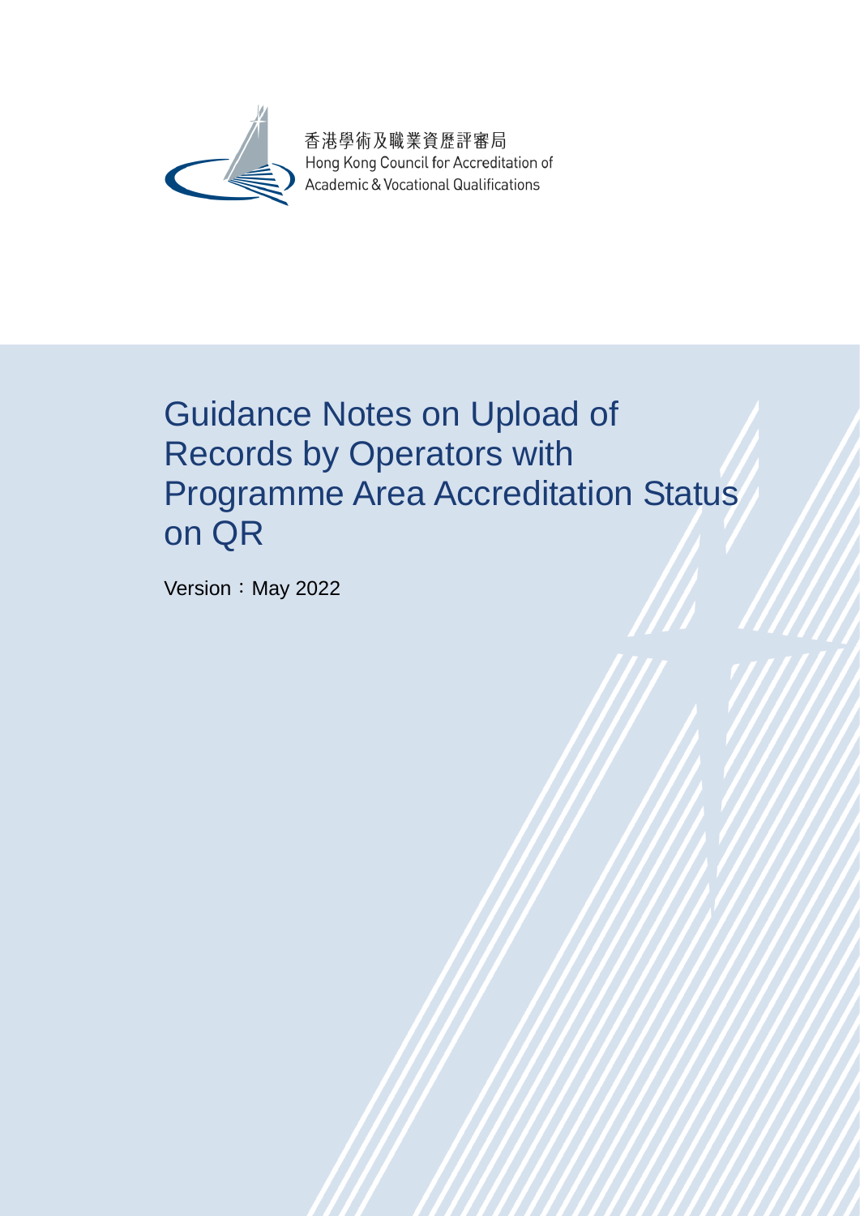香港學術及職業資歷評審局
Hong Kong Council for Accreditation of
Academic & Vocational Qualifications

# Guidance Notes on Upload of Records by Operators with Programme Area Accreditation Status on QR

Version：May 2022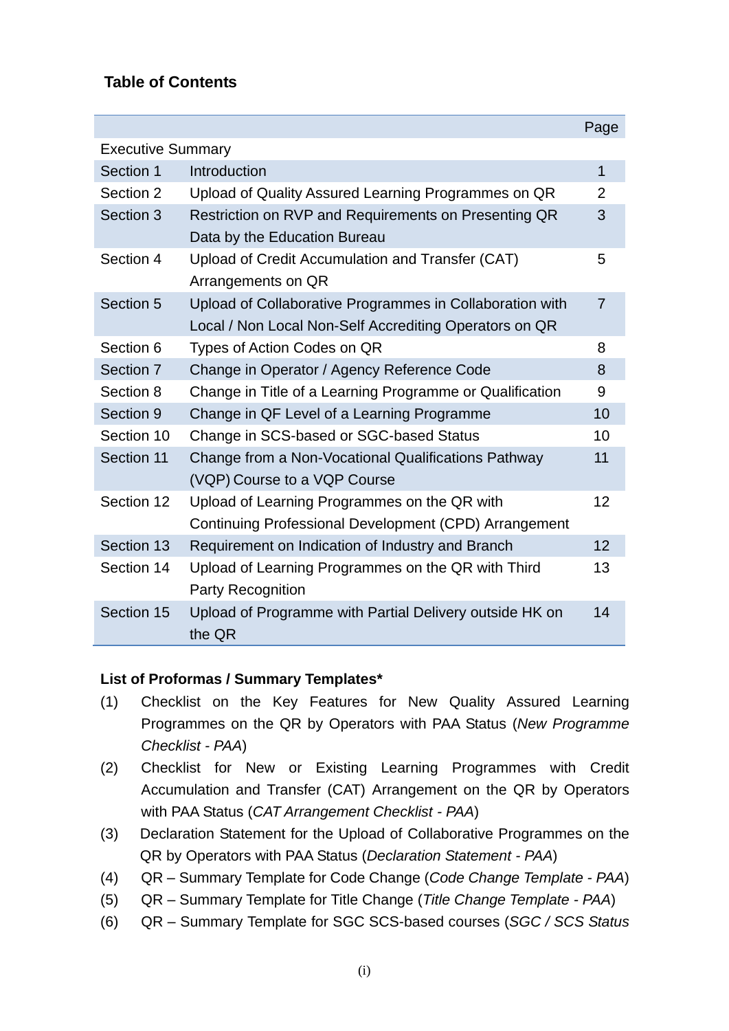## Table of Contents

| | | Page |
|---|---|---|
| Executive Summary | | |
| Section 1 | Introduction | 1 |
| Section 2 | Upload of Quality Assured Learning Programmes on QR | 2 |
| Section 3 | Restriction on RVP and Requirements on Presenting QR Data by the Education Bureau | 3 |
| Section 4 | Upload of Credit Accumulation and Transfer (CAT) Arrangements on QR | 5 |
| Section 5 | Upload of Collaborative Programmes in Collaboration with Local / Non Local Non-Self Accrediting Operators on QR | 7 |
| Section 6 | Types of Action Codes on QR | 8 |
| Section 7 | Change in Operator / Agency Reference Code | 8 |
| Section 8 | Change in Title of a Learning Programme or Qualification | 9 |
| Section 9 | Change in QF Level of a Learning Programme | 10 |
| Section 10 | Change in SCS-based or SGC-based Status | 10 |
| Section 11 | Change from a Non-Vocational Qualifications Pathway (VQP) Course to a VQP Course | 11 |
| Section 12 | Upload of Learning Programmes on the QR with Continuing Professional Development (CPD) Arrangement | 12 |
| Section 13 | Requirement on Indication of Industry and Branch | 12 |
| Section 14 | Upload of Learning Programmes on the QR with Third Party Recognition | 13 |
| Section 15 | Upload of Programme with Partial Delivery outside HK on the QR | 14 |

**List of Proformas / Summary Templates***

(1) Checklist on the Key Features for New Quality Assured Learning Programmes on the QR by Operators with PAA Status (*New Programme Checklist - PAA*)

(2) Checklist for New or Existing Learning Programmes with Credit Accumulation and Transfer (CAT) Arrangement on the QR by Operators with PAA Status (*CAT Arrangement Checklist - PAA*)

(3) Declaration Statement for the Upload of Collaborative Programmes on the QR by Operators with PAA Status (*Declaration Statement - PAA*)

(4) QR – Summary Template for Code Change (*Code Change Template - PAA*)

(5) QR – Summary Template for Title Change (*Title Change Template - PAA*)

(6) QR – Summary Template for SGC SCS-based courses (*SGC / SCS Status*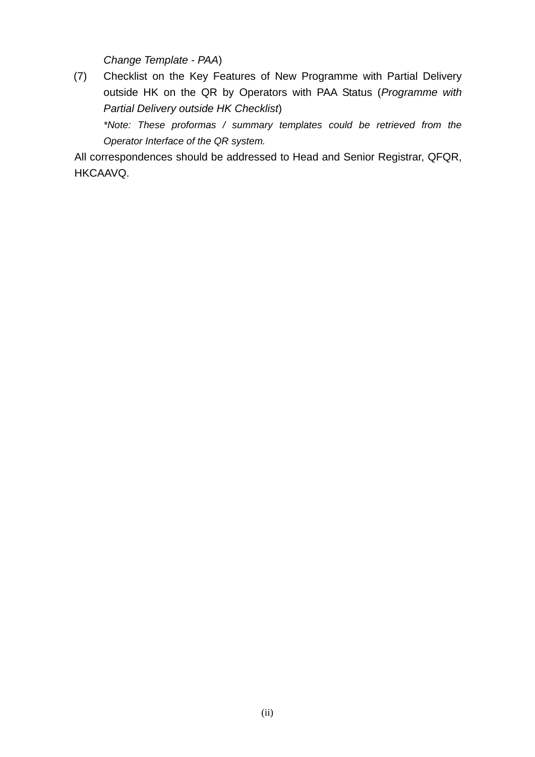*Change Template - PAA*)

(7) Checklist on the Key Features of New Programme with Partial Delivery outside HK on the QR by Operators with PAA Status (*Programme with Partial Delivery outside HK Checklist*)

*\*Note: These proformas / summary templates could be retrieved from the Operator Interface of the QR system.*

All correspondences should be addressed to Head and Senior Registrar, QFQR, HKCAAVQ.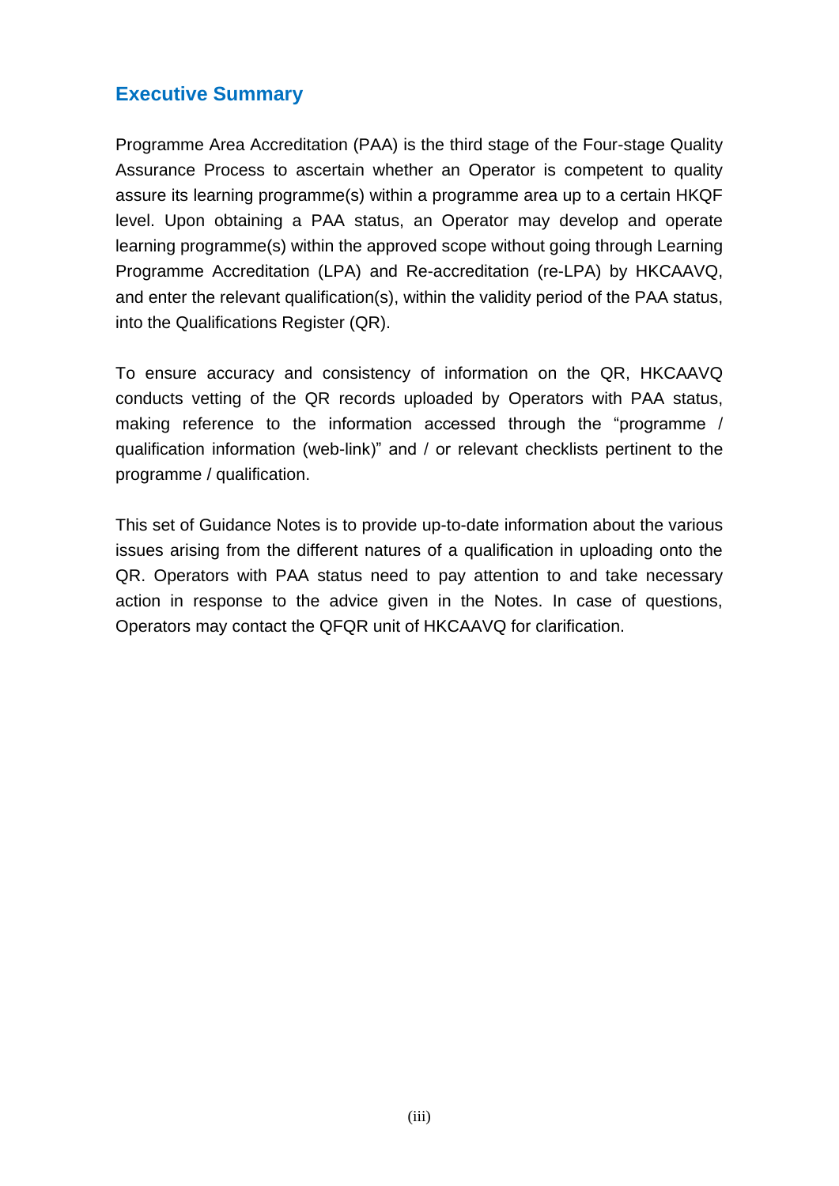## Executive Summary

Programme Area Accreditation (PAA) is the third stage of the Four-stage Quality Assurance Process to ascertain whether an Operator is competent to quality assure its learning programme(s) within a programme area up to a certain HKQF level. Upon obtaining a PAA status, an Operator may develop and operate learning programme(s) within the approved scope without going through Learning Programme Accreditation (LPA) and Re-accreditation (re-LPA) by HKCAAVQ, and enter the relevant qualification(s), within the validity period of the PAA status, into the Qualifications Register (QR).

To ensure accuracy and consistency of information on the QR, HKCAAVQ conducts vetting of the QR records uploaded by Operators with PAA status, making reference to the information accessed through the "programme / qualification information (web-link)" and / or relevant checklists pertinent to the programme / qualification.

This set of Guidance Notes is to provide up-to-date information about the various issues arising from the different natures of a qualification in uploading onto the QR. Operators with PAA status need to pay attention to and take necessary action in response to the advice given in the Notes. In case of questions, Operators may contact the QFQR unit of HKCAAVQ for clarification.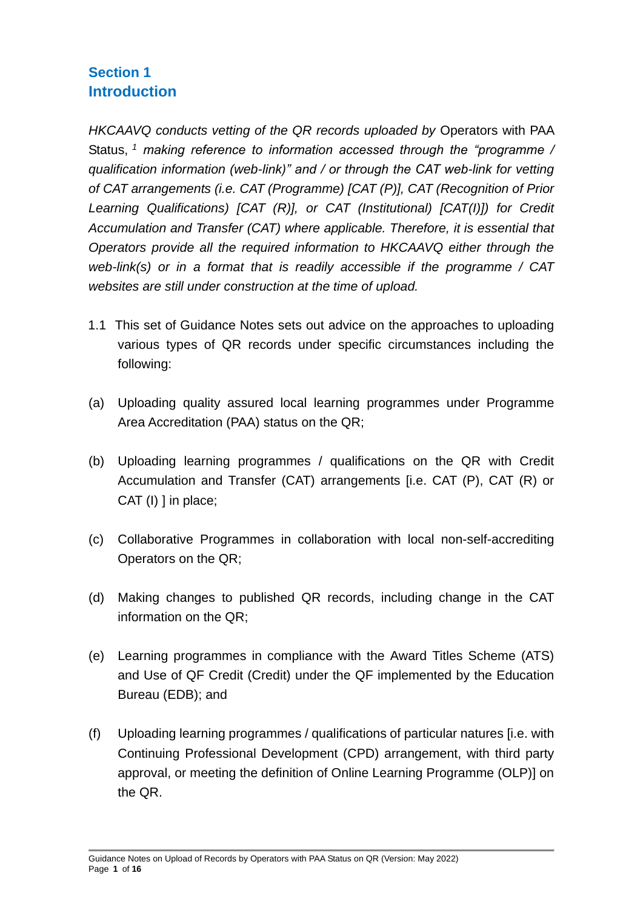## Section 1
## Introduction

*HKCAAVQ conducts vetting of the QR records uploaded by* Operators with PAA Status, [1] *making reference to information accessed through the "programme / qualification information (web-link)" and / or through the CAT web-link for vetting of CAT arrangements (i.e. CAT (Programme) [CAT (P)], CAT (Recognition of Prior Learning Qualifications) [CAT (R)], or CAT (Institutional) [CAT(I)]) for Credit Accumulation and Transfer (CAT) where applicable. Therefore, it is essential that Operators provide all the required information to HKCAAVQ either through the web-link(s) or in a format that is readily accessible if the programme / CAT websites are still under construction at the time of upload.*

1.1 This set of Guidance Notes sets out advice on the approaches to uploading various types of QR records under specific circumstances including the following:

(a) Uploading quality assured local learning programmes under Programme Area Accreditation (PAA) status on the QR;

(b) Uploading learning programmes / qualifications on the QR with Credit Accumulation and Transfer (CAT) arrangements [i.e. CAT (P), CAT (R) or CAT (I) ] in place;

(c) Collaborative Programmes in collaboration with local non-self-accrediting Operators on the QR;

(d) Making changes to published QR records, including change in the CAT information on the QR;

(e) Learning programmes in compliance with the Award Titles Scheme (ATS) and Use of QF Credit (Credit) under the QF implemented by the Education Bureau (EDB); and

(f) Uploading learning programmes / qualifications of particular natures [i.e. with Continuing Professional Development (CPD) arrangement, with third party approval, or meeting the definition of Online Learning Programme (OLP)] on the QR.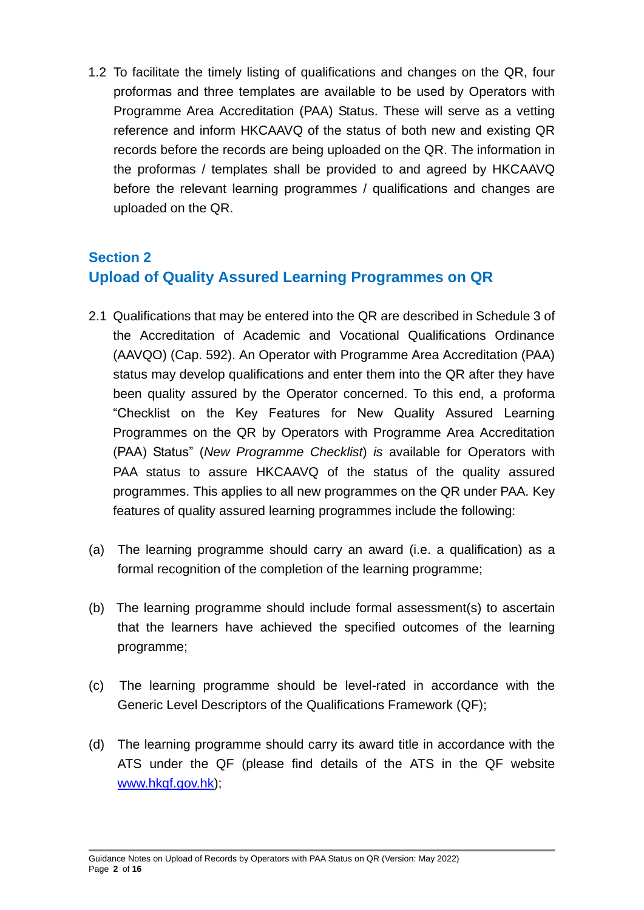1.2 To facilitate the timely listing of qualifications and changes on the QR, four proformas and three templates are available to be used by Operators with Programme Area Accreditation (PAA) Status. These will serve as a vetting reference and inform HKCAAVQ of the status of both new and existing QR records before the records are being uploaded on the QR. The information in the proformas / templates shall be provided to and agreed by HKCAAVQ before the relevant learning programmes / qualifications and changes are uploaded on the QR.

## Section 2
## Upload of Quality Assured Learning Programmes on QR

2.1 Qualifications that may be entered into the QR are described in Schedule 3 of the Accreditation of Academic and Vocational Qualifications Ordinance (AAVQO) (Cap. 592). An Operator with Programme Area Accreditation (PAA) status may develop qualifications and enter them into the QR after they have been quality assured by the Operator concerned. To this end, a proforma "Checklist on the Key Features for New Quality Assured Learning Programmes on the QR by Operators with Programme Area Accreditation (PAA) Status" (*New Programme Checklist*) *is* available for Operators with PAA status to assure HKCAAVQ of the status of the quality assured programmes. This applies to all new programmes on the QR under PAA. Key features of quality assured learning programmes include the following:

(a) The learning programme should carry an award (i.e. a qualification) as a formal recognition of the completion of the learning programme;

(b) The learning programme should include formal assessment(s) to ascertain that the learners have achieved the specified outcomes of the learning programme;

(c) The learning programme should be level-rated in accordance with the Generic Level Descriptors of the Qualifications Framework (QF);

(d) The learning programme should carry its award title in accordance with the ATS under the QF (please find details of the ATS in the QF website [www.hkqf.gov.hk](http://www.hkqf.gov.hk));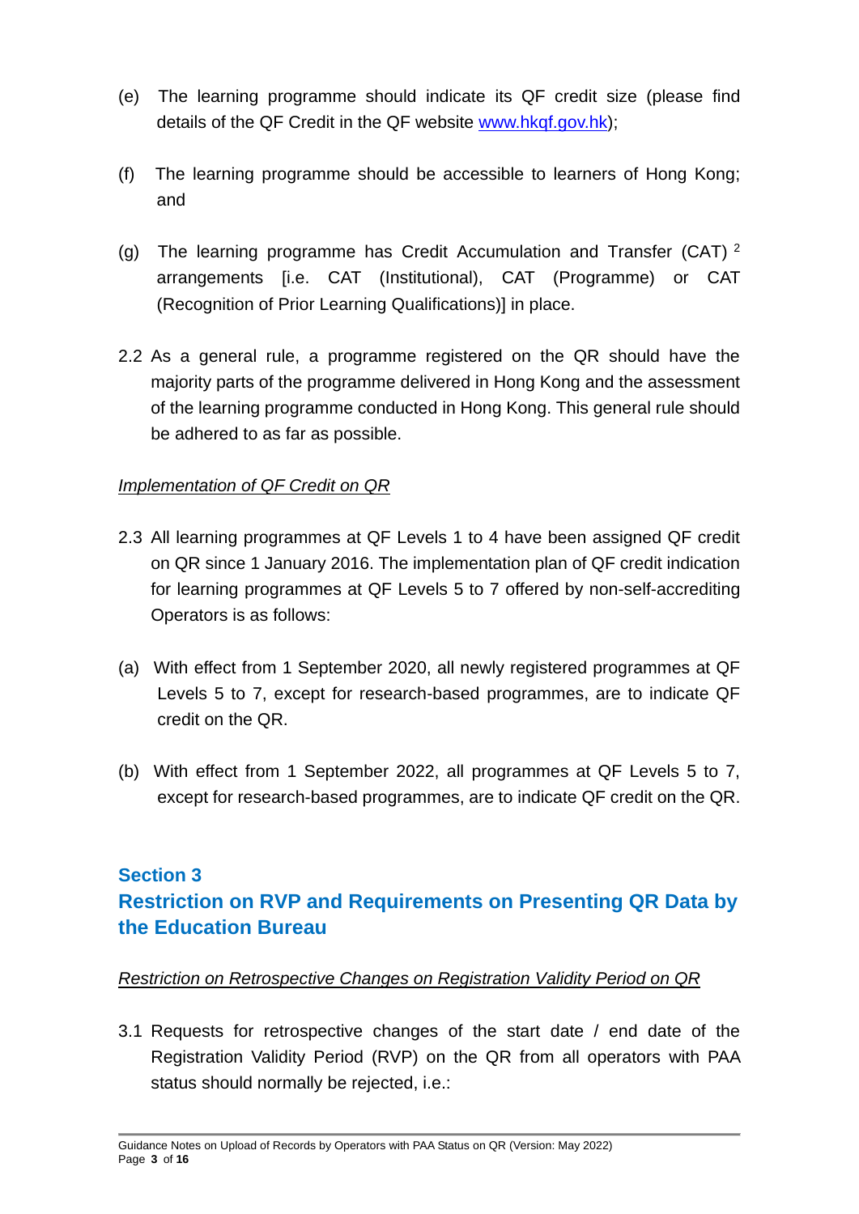(e) The learning programme should indicate its QF credit size (please find details of the QF Credit in the QF website www.hkqf.gov.hk);

(f) The learning programme should be accessible to learners of Hong Kong; and

(g) The learning programme has Credit Accumulation and Transfer (CAT) [2] arrangements [i.e. CAT (Institutional), CAT (Programme) or CAT (Recognition of Prior Learning Qualifications)] in place.

2.2 As a general rule, a programme registered on the QR should have the majority parts of the programme delivered in Hong Kong and the assessment of the learning programme conducted in Hong Kong. This general rule should be adhered to as far as possible.

*Implementation of QF Credit on QR*

2.3 All learning programmes at QF Levels 1 to 4 have been assigned QF credit on QR since 1 January 2016. The implementation plan of QF credit indication for learning programmes at QF Levels 5 to 7 offered by non-self-accrediting Operators is as follows:

(a) With effect from 1 September 2020, all newly registered programmes at QF Levels 5 to 7, except for research-based programmes, are to indicate QF credit on the QR.

(b) With effect from 1 September 2022, all programmes at QF Levels 5 to 7, except for research-based programmes, are to indicate QF credit on the QR.

## Section 3
## Restriction on RVP and Requirements on Presenting QR Data by the Education Bureau

*Restriction on Retrospective Changes on Registration Validity Period on QR*

3.1 Requests for retrospective changes of the start date / end date of the Registration Validity Period (RVP) on the QR from all operators with PAA status should normally be rejected, i.e.: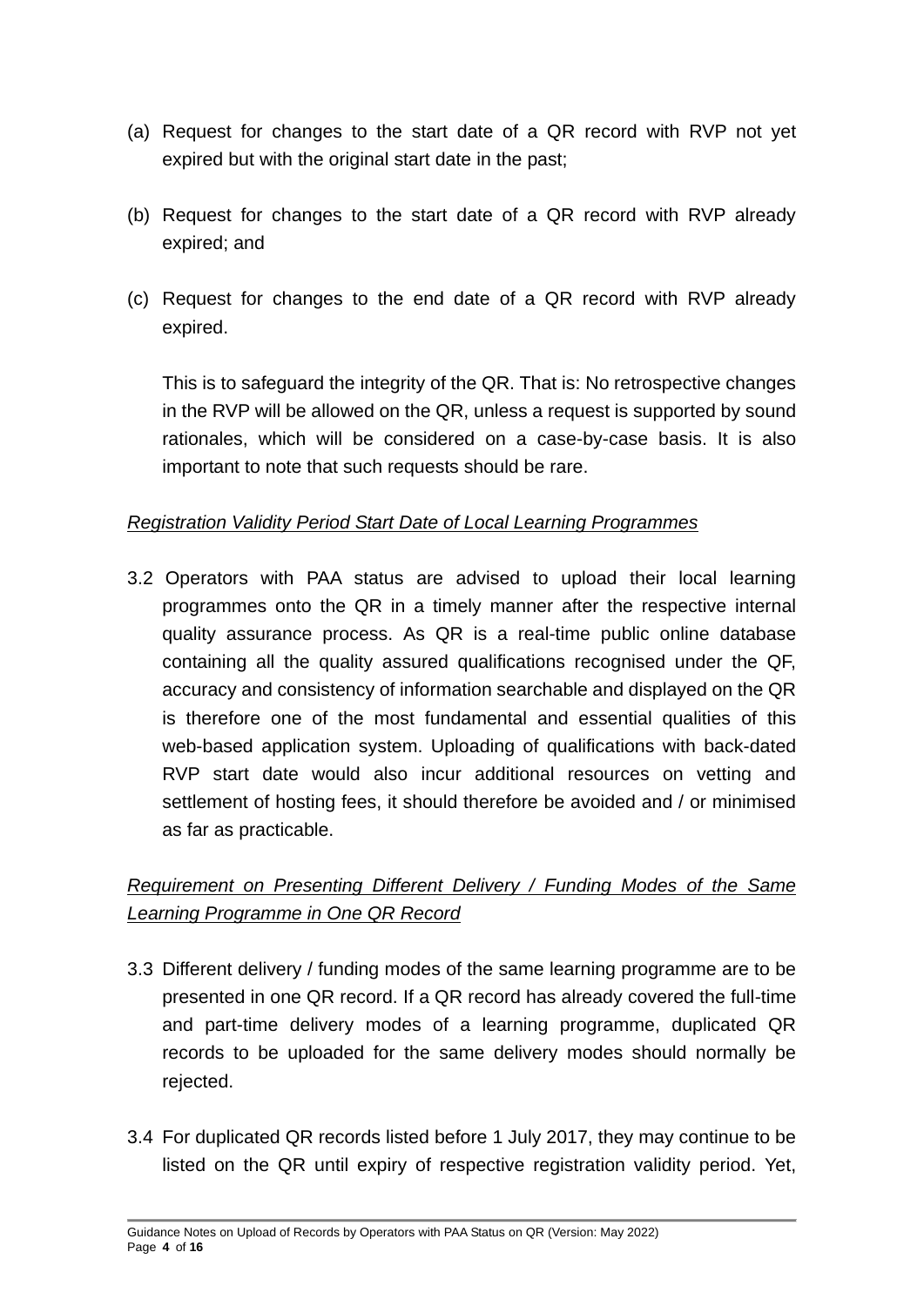(a) Request for changes to the start date of a QR record with RVP not yet expired but with the original start date in the past;

(b) Request for changes to the start date of a QR record with RVP already expired; and

(c) Request for changes to the end date of a QR record with RVP already expired.

This is to safeguard the integrity of the QR. That is: No retrospective changes in the RVP will be allowed on the QR, unless a request is supported by sound rationales, which will be considered on a case-by-case basis. It is also important to note that such requests should be rare.

*Registration Validity Period Start Date of Local Learning Programmes*

3.2 Operators with PAA status are advised to upload their local learning programmes onto the QR in a timely manner after the respective internal quality assurance process. As QR is a real-time public online database containing all the quality assured qualifications recognised under the QF, accuracy and consistency of information searchable and displayed on the QR is therefore one of the most fundamental and essential qualities of this web-based application system. Uploading of qualifications with back-dated RVP start date would also incur additional resources on vetting and settlement of hosting fees, it should therefore be avoided and / or minimised as far as practicable.

*Requirement on Presenting Different Delivery / Funding Modes of the Same Learning Programme in One QR Record*

3.3 Different delivery / funding modes of the same learning programme are to be presented in one QR record. If a QR record has already covered the full-time and part-time delivery modes of a learning programme, duplicated QR records to be uploaded for the same delivery modes should normally be rejected.

3.4 For duplicated QR records listed before 1 July 2017, they may continue to be listed on the QR until expiry of respective registration validity period. Yet,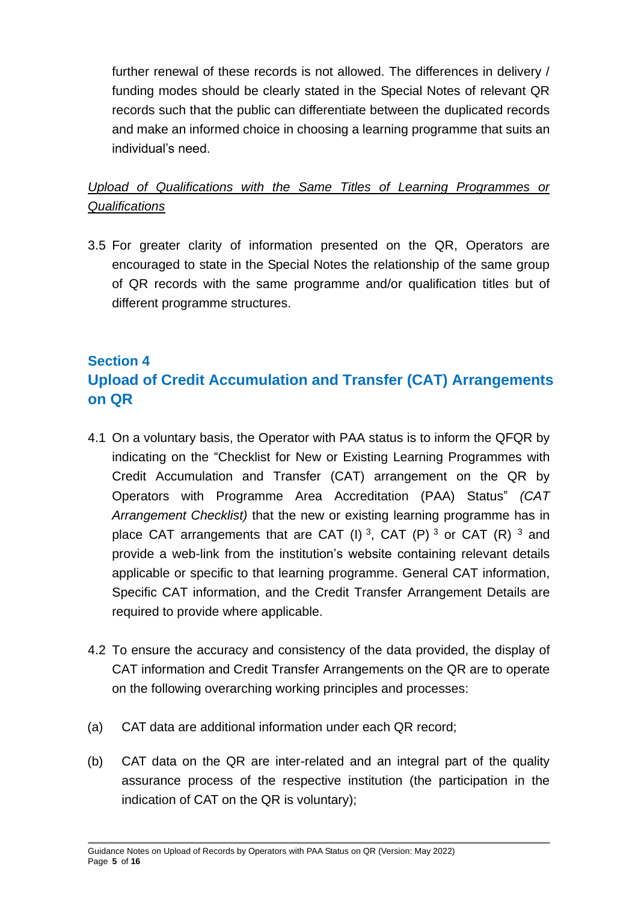further renewal of these records is not allowed. The differences in delivery / funding modes should be clearly stated in the Special Notes of relevant QR records such that the public can differentiate between the duplicated records and make an informed choice in choosing a learning programme that suits an individual's need.

*Upload of Qualifications with the Same Titles of Learning Programmes or Qualifications*

3.5 For greater clarity of information presented on the QR, Operators are encouraged to state in the Special Notes the relationship of the same group of QR records with the same programme and/or qualification titles but of different programme structures.

## Section 4
## Upload of Credit Accumulation and Transfer (CAT) Arrangements on QR

4.1 On a voluntary basis, the Operator with PAA status is to inform the QFQR by indicating on the "Checklist for New or Existing Learning Programmes with Credit Accumulation and Transfer (CAT) arrangement on the QR by Operators with Programme Area Accreditation (PAA) Status" *(CAT Arrangement Checklist)* that the new or existing learning programme has in place CAT arrangements that are CAT (I) [3], CAT (P) [3] or CAT (R) [3] and provide a web-link from the institution's website containing relevant details applicable or specific to that learning programme. General CAT information, Specific CAT information, and the Credit Transfer Arrangement Details are required to provide where applicable.

4.2 To ensure the accuracy and consistency of the data provided, the display of CAT information and Credit Transfer Arrangements on the QR are to operate on the following overarching working principles and processes:

(a) CAT data are additional information under each QR record;

(b) CAT data on the QR are inter-related and an integral part of the quality assurance process of the respective institution (the participation in the indication of CAT on the QR is voluntary);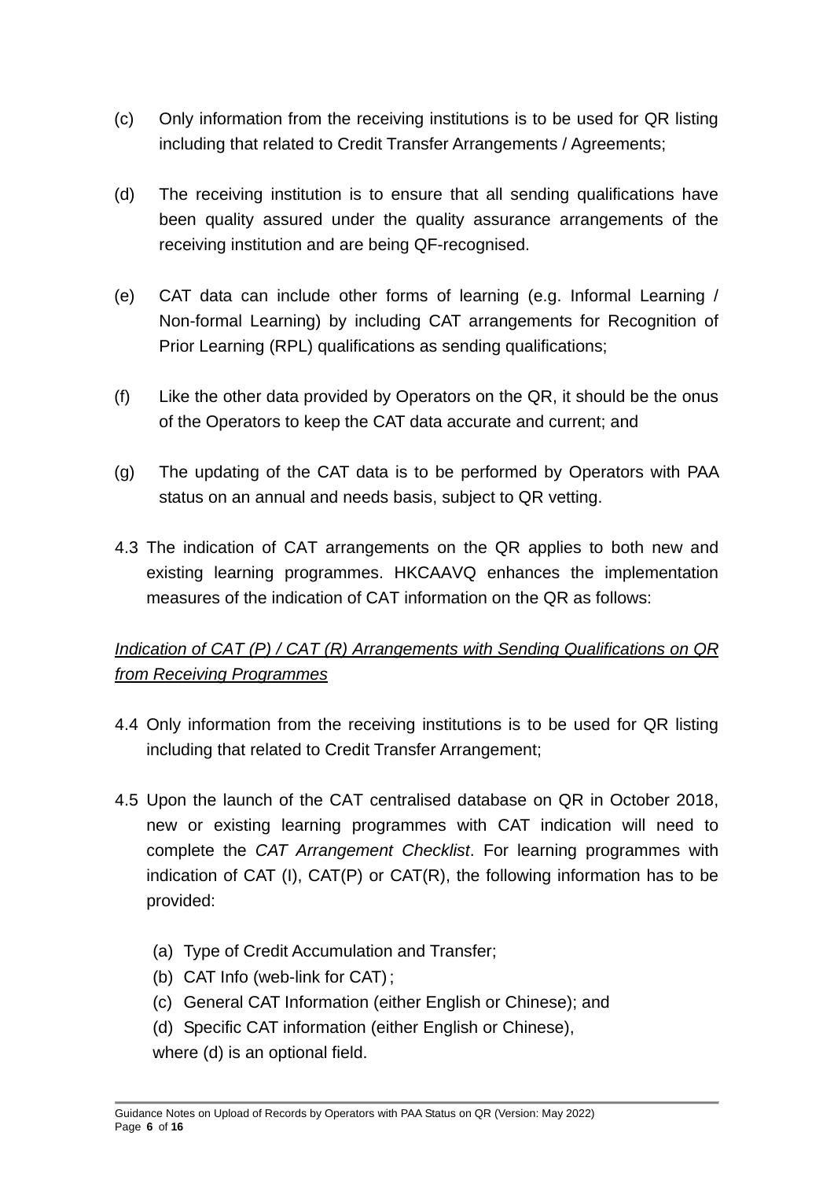(c) Only information from the receiving institutions is to be used for QR listing including that related to Credit Transfer Arrangements / Agreements;

(d) The receiving institution is to ensure that all sending qualifications have been quality assured under the quality assurance arrangements of the receiving institution and are being QF-recognised.

(e) CAT data can include other forms of learning (e.g. Informal Learning / Non-formal Learning) by including CAT arrangements for Recognition of Prior Learning (RPL) qualifications as sending qualifications;

(f) Like the other data provided by Operators on the QR, it should be the onus of the Operators to keep the CAT data accurate and current; and

(g) The updating of the CAT data is to be performed by Operators with PAA status on an annual and needs basis, subject to QR vetting.

4.3 The indication of CAT arrangements on the QR applies to both new and existing learning programmes. HKCAAVQ enhances the implementation measures of the indication of CAT information on the QR as follows:

*Indication of CAT (P) / CAT (R) Arrangements with Sending Qualifications on QR from Receiving Programmes*

4.4 Only information from the receiving institutions is to be used for QR listing including that related to Credit Transfer Arrangement;

4.5 Upon the launch of the CAT centralised database on QR in October 2018, new or existing learning programmes with CAT indication will need to complete the *CAT Arrangement Checklist*. For learning programmes with indication of CAT (I), CAT(P) or CAT(R), the following information has to be provided:

(a) Type of Credit Accumulation and Transfer;
(b) CAT Info (web-link for CAT);
(c) General CAT Information (either English or Chinese); and
(d) Specific CAT information (either English or Chinese),

where (d) is an optional field.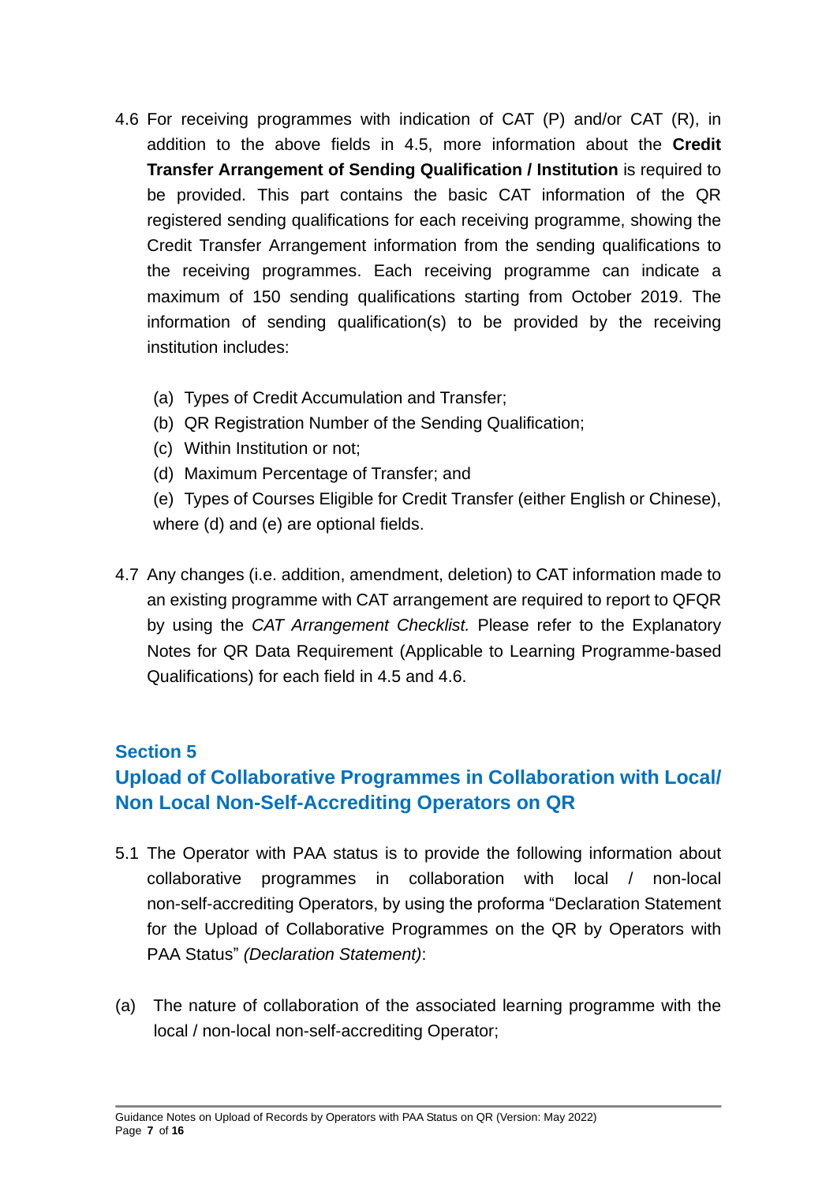4.6 For receiving programmes with indication of CAT (P) and/or CAT (R), in addition to the above fields in 4.5, more information about the **Credit Transfer Arrangement of Sending Qualification / Institution** is required to be provided. This part contains the basic CAT information of the QR registered sending qualifications for each receiving programme, showing the Credit Transfer Arrangement information from the sending qualifications to the receiving programmes. Each receiving programme can indicate a maximum of 150 sending qualifications starting from October 2019. The information of sending qualification(s) to be provided by the receiving institution includes:

(a) Types of Credit Accumulation and Transfer;
(b) QR Registration Number of the Sending Qualification;
(c) Within Institution or not;
(d) Maximum Percentage of Transfer; and
(e) Types of Courses Eligible for Credit Transfer (either English or Chinese),

where (d) and (e) are optional fields.

4.7 Any changes (i.e. addition, amendment, deletion) to CAT information made to an existing programme with CAT arrangement are required to report to QFQR by using the *CAT Arrangement Checklist.* Please refer to the Explanatory Notes for QR Data Requirement (Applicable to Learning Programme-based Qualifications) for each field in 4.5 and 4.6.

## Section 5
## Upload of Collaborative Programmes in Collaboration with Local/ Non Local Non-Self-Accrediting Operators on QR

5.1 The Operator with PAA status is to provide the following information about collaborative programmes in collaboration with local / non-local non-self-accrediting Operators, by using the proforma "Declaration Statement for the Upload of Collaborative Programmes on the QR by Operators with PAA Status" *(Declaration Statement)*:

(a) The nature of collaboration of the associated learning programme with the local / non-local non-self-accrediting Operator;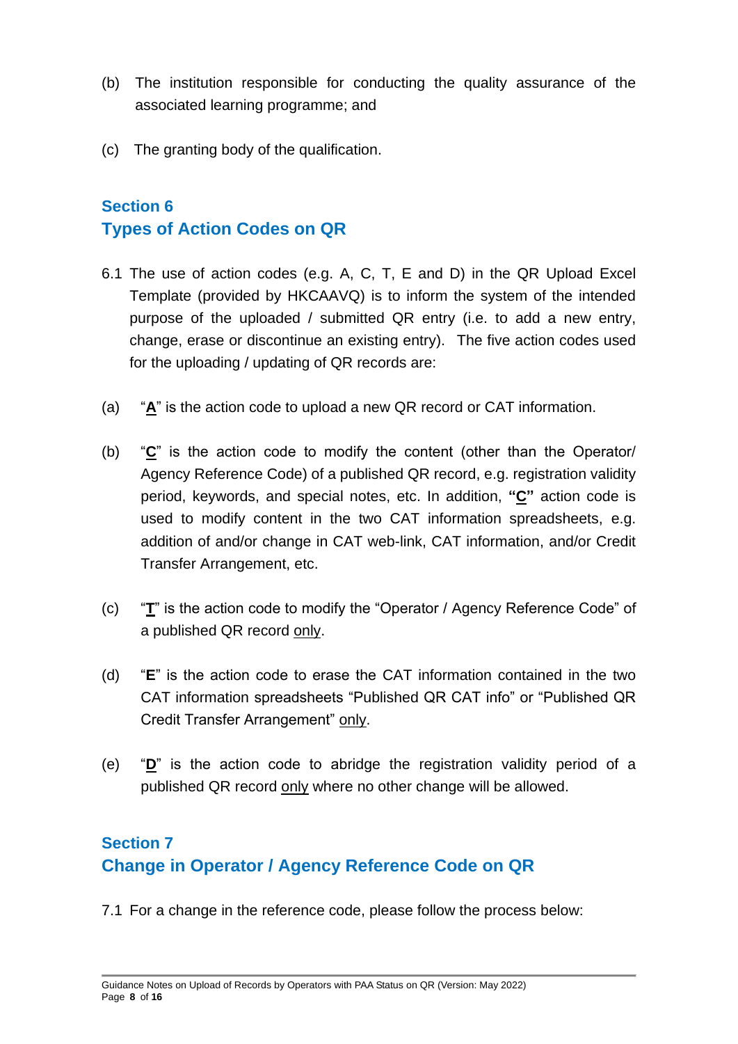(b) The institution responsible for conducting the quality assurance of the associated learning programme; and

(c) The granting body of the qualification.

## Section 6
## Types of Action Codes on QR

6.1 The use of action codes (e.g. A, C, T, E and D) in the QR Upload Excel Template (provided by HKCAAVQ) is to inform the system of the intended purpose of the uploaded / submitted QR entry (i.e. to add a new entry, change, erase or discontinue an existing entry). The five action codes used for the uploading / updating of QR records are:

(a) "**A**" is the action code to upload a new QR record or CAT information.

(b) "**C**" is the action code to modify the content (other than the Operator/ Agency Reference Code) of a published QR record, e.g. registration validity period, keywords, and special notes, etc. In addition, **"C"** action code is used to modify content in the two CAT information spreadsheets, e.g. addition of and/or change in CAT web-link, CAT information, and/or Credit Transfer Arrangement, etc.

(c) "**T**" is the action code to modify the "Operator / Agency Reference Code" of a published QR record only.

(d) "**E**" is the action code to erase the CAT information contained in the two CAT information spreadsheets "Published QR CAT info" or "Published QR Credit Transfer Arrangement" only.

(e) "**D**" is the action code to abridge the registration validity period of a published QR record only where no other change will be allowed.

## Section 7
## Change in Operator / Agency Reference Code on QR

7.1 For a change in the reference code, please follow the process below: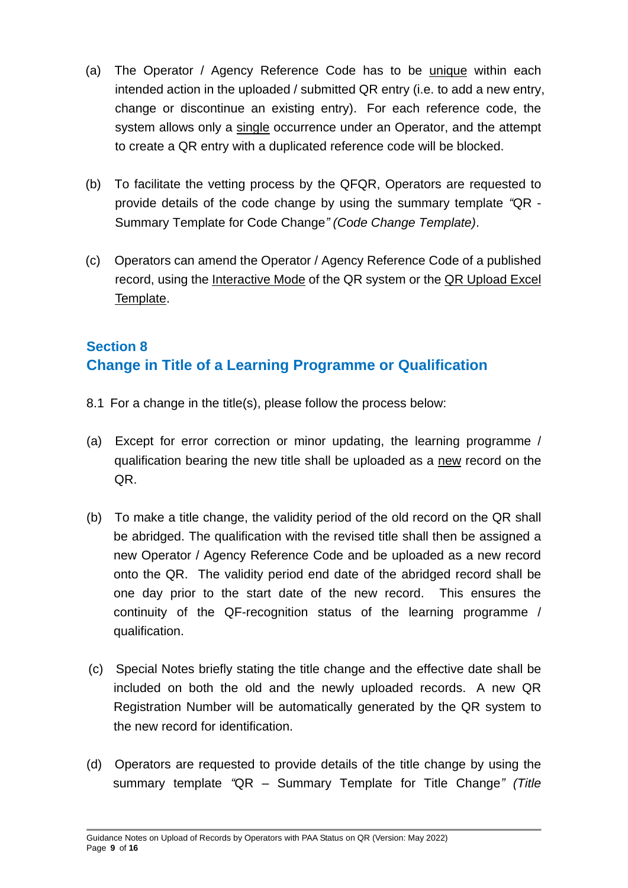(a) The Operator / Agency Reference Code has to be unique within each intended action in the uploaded / submitted QR entry (i.e. to add a new entry, change or discontinue an existing entry). For each reference code, the system allows only a single occurrence under an Operator, and the attempt to create a QR entry with a duplicated reference code will be blocked.

(b) To facilitate the vetting process by the QFQR, Operators are requested to provide details of the code change by using the summary template *"QR - Summary Template for Code Change" (Code Change Template)*.

(c) Operators can amend the Operator / Agency Reference Code of a published record, using the Interactive Mode of the QR system or the QR Upload Excel Template.

## Section 8
## Change in Title of a Learning Programme or Qualification

8.1 For a change in the title(s), please follow the process below:

(a) Except for error correction or minor updating, the learning programme / qualification bearing the new title shall be uploaded as a new record on the QR.

(b) To make a title change, the validity period of the old record on the QR shall be abridged. The qualification with the revised title shall then be assigned a new Operator / Agency Reference Code and be uploaded as a new record onto the QR. The validity period end date of the abridged record shall be one day prior to the start date of the new record. This ensures the continuity of the QF-recognition status of the learning programme / qualification.

(c) Special Notes briefly stating the title change and the effective date shall be included on both the old and the newly uploaded records. A new QR Registration Number will be automatically generated by the QR system to the new record for identification.

(d) Operators are requested to provide details of the title change by using the summary template *"QR – Summary Template for Title Change" (Title*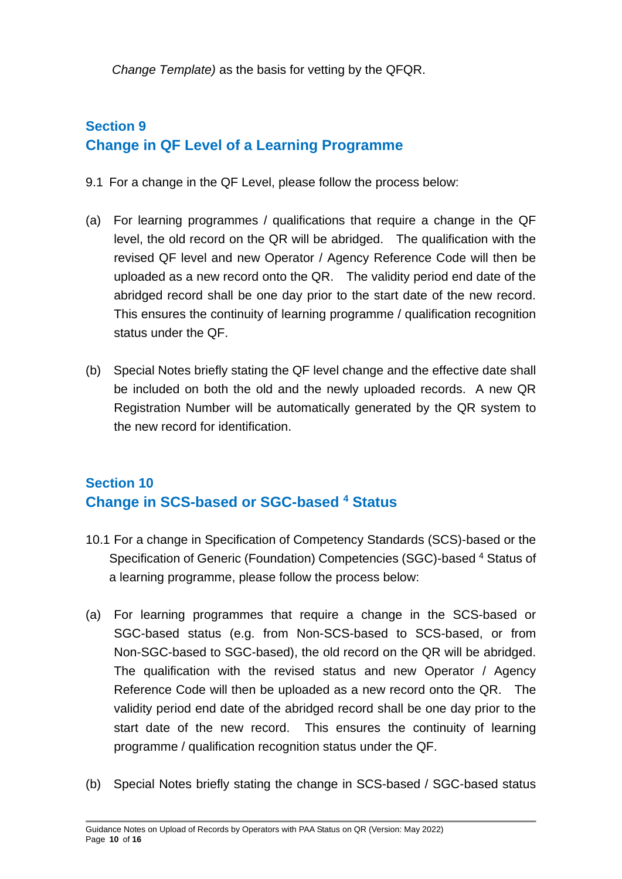*Change Template)* as the basis for vetting by the QFQR.

## Section 9
## Change in QF Level of a Learning Programme

9.1 For a change in the QF Level, please follow the process below:

(a) For learning programmes / qualifications that require a change in the QF level, the old record on the QR will be abridged. The qualification with the revised QF level and new Operator / Agency Reference Code will then be uploaded as a new record onto the QR. The validity period end date of the abridged record shall be one day prior to the start date of the new record. This ensures the continuity of learning programme / qualification recognition status under the QF.

(b) Special Notes briefly stating the QF level change and the effective date shall be included on both the old and the newly uploaded records. A new QR Registration Number will be automatically generated by the QR system to the new record for identification.

## Section 10
## Change in SCS-based or SGC-based [4] Status

10.1 For a change in Specification of Competency Standards (SCS)-based or the Specification of Generic (Foundation) Competencies (SGC)-based [4] Status of a learning programme, please follow the process below:

(a) For learning programmes that require a change in the SCS-based or SGC-based status (e.g. from Non-SCS-based to SCS-based, or from Non-SGC-based to SGC-based), the old record on the QR will be abridged. The qualification with the revised status and new Operator / Agency Reference Code will then be uploaded as a new record onto the QR. The validity period end date of the abridged record shall be one day prior to the start date of the new record. This ensures the continuity of learning programme / qualification recognition status under the QF.

(b) Special Notes briefly stating the change in SCS-based / SGC-based status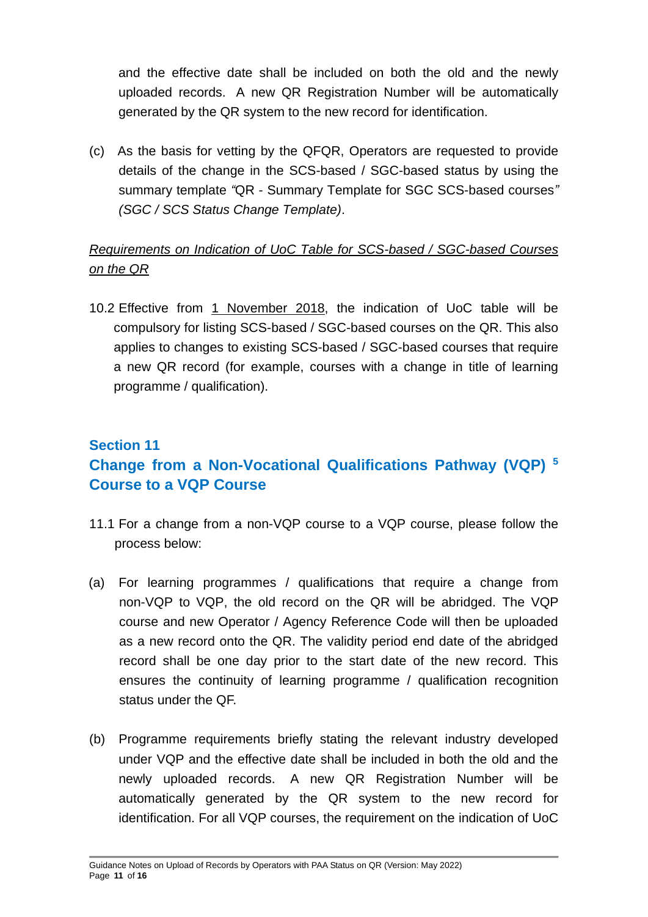and the effective date shall be included on both the old and the newly uploaded records. A new QR Registration Number will be automatically generated by the QR system to the new record for identification.

(c) As the basis for vetting by the QFQR, Operators are requested to provide details of the change in the SCS-based / SGC-based status by using the summary template *"*QR - Summary Template for SGC SCS-based courses*"* *(SGC / SCS Status Change Template)*.

*Requirements on Indication of UoC Table for SCS-based / SGC-based Courses on the QR*

10.2 Effective from 1 November 2018, the indication of UoC table will be compulsory for listing SCS-based / SGC-based courses on the QR. This also applies to changes to existing SCS-based / SGC-based courses that require a new QR record (for example, courses with a change in title of learning programme / qualification).

## Section 11
## Change from a Non-Vocational Qualifications Pathway (VQP) [5] Course to a VQP Course

11.1 For a change from a non-VQP course to a VQP course, please follow the process below:

(a) For learning programmes / qualifications that require a change from non-VQP to VQP, the old record on the QR will be abridged. The VQP course and new Operator / Agency Reference Code will then be uploaded as a new record onto the QR. The validity period end date of the abridged record shall be one day prior to the start date of the new record. This ensures the continuity of learning programme / qualification recognition status under the QF.

(b) Programme requirements briefly stating the relevant industry developed under VQP and the effective date shall be included in both the old and the newly uploaded records. A new QR Registration Number will be automatically generated by the QR system to the new record for identification. For all VQP courses, the requirement on the indication of UoC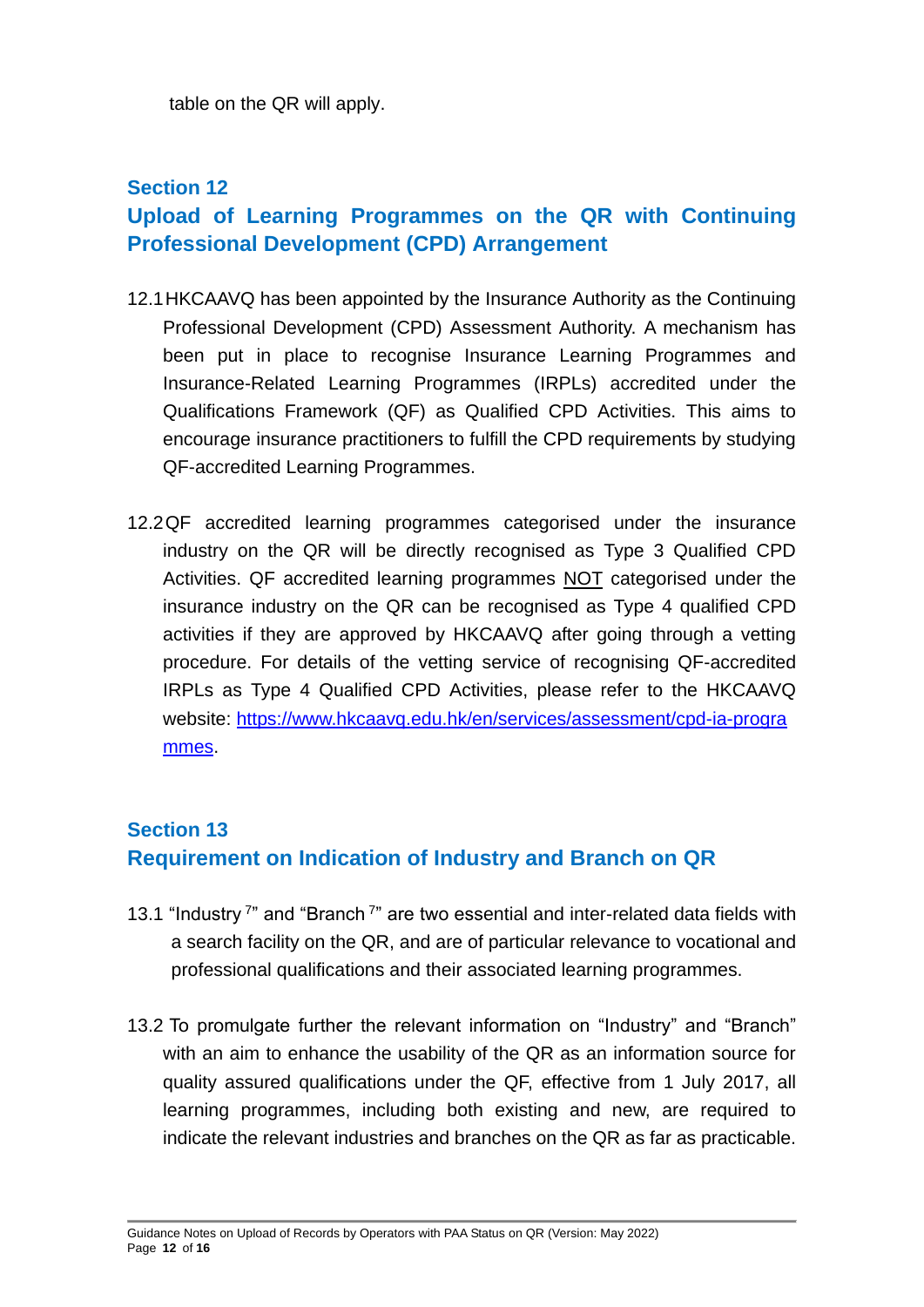table on the QR will apply.

## Section 12
## Upload of Learning Programmes on the QR with Continuing Professional Development (CPD) Arrangement

12.1 HKCAAVQ has been appointed by the Insurance Authority as the Continuing Professional Development (CPD) Assessment Authority. A mechanism has been put in place to recognise Insurance Learning Programmes and Insurance-Related Learning Programmes (IRPLs) accredited under the Qualifications Framework (QF) as Qualified CPD Activities. This aims to encourage insurance practitioners to fulfill the CPD requirements by studying QF-accredited Learning Programmes.

12.2 QF accredited learning programmes categorised under the insurance industry on the QR will be directly recognised as Type 3 Qualified CPD Activities. QF accredited learning programmes <u>NOT</u> categorised under the insurance industry on the QR can be recognised as Type 4 qualified CPD activities if they are approved by HKCAAVQ after going through a vetting procedure. For details of the vetting service of recognising QF-accredited IRPLs as Type 4 Qualified CPD Activities, please refer to the HKCAAVQ website: https://www.hkcaavq.edu.hk/en/services/assessment/cpd-ia-programmes.

## Section 13
## Requirement on Indication of Industry and Branch on QR

13.1 "Industry [7]" and "Branch [7]" are two essential and inter-related data fields with a search facility on the QR, and are of particular relevance to vocational and professional qualifications and their associated learning programmes.

13.2 To promulgate further the relevant information on "Industry" and "Branch" with an aim to enhance the usability of the QR as an information source for quality assured qualifications under the QF, effective from 1 July 2017, all learning programmes, including both existing and new, are required to indicate the relevant industries and branches on the QR as far as practicable.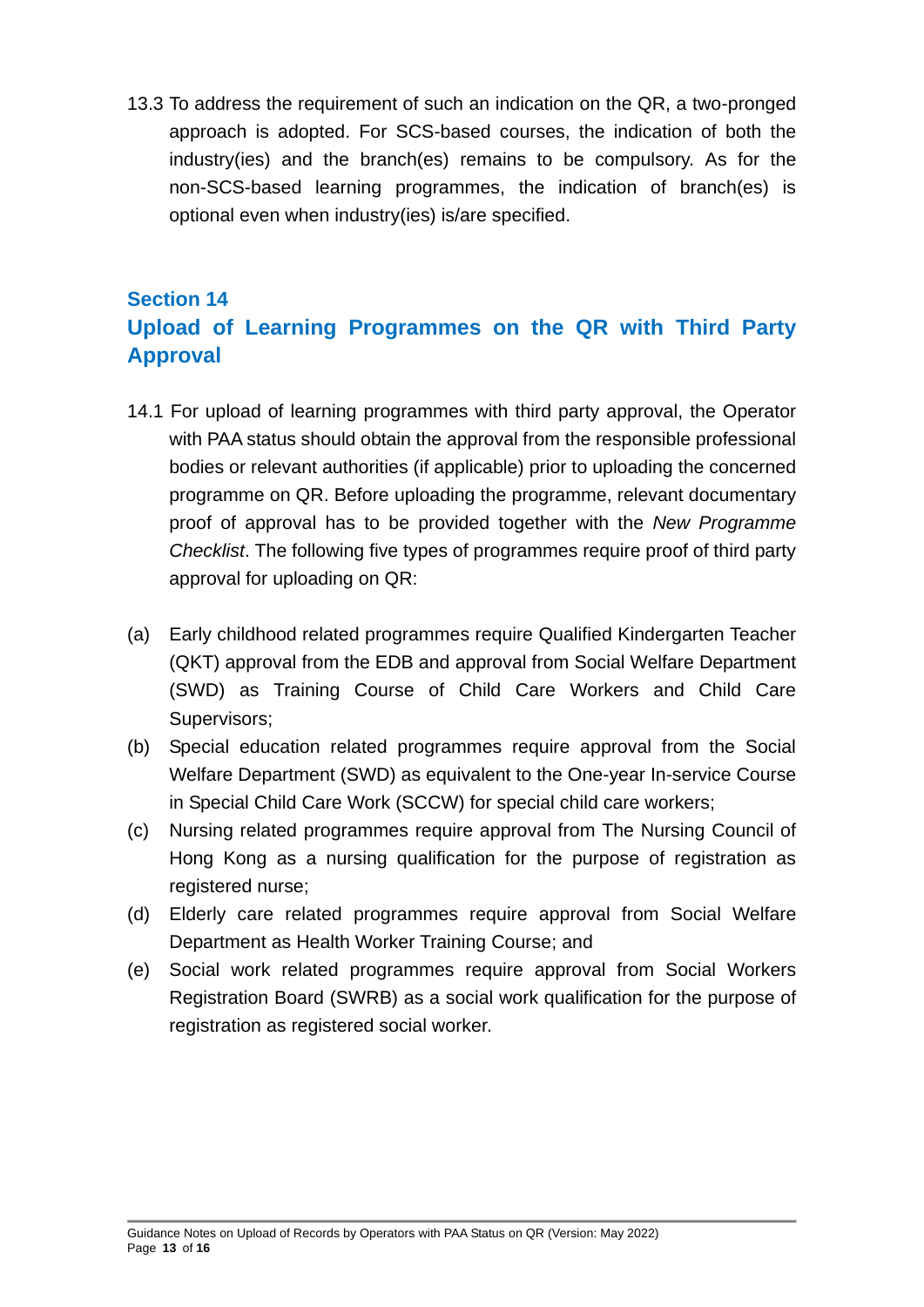13.3 To address the requirement of such an indication on the QR, a two-pronged approach is adopted. For SCS-based courses, the indication of both the industry(ies) and the branch(es) remains to be compulsory. As for the non-SCS-based learning programmes, the indication of branch(es) is optional even when industry(ies) is/are specified.

## Section 14
## Upload of Learning Programmes on the QR with Third Party Approval

14.1 For upload of learning programmes with third party approval, the Operator with PAA status should obtain the approval from the responsible professional bodies or relevant authorities (if applicable) prior to uploading the concerned programme on QR. Before uploading the programme, relevant documentary proof of approval has to be provided together with the *New Programme Checklist*. The following five types of programmes require proof of third party approval for uploading on QR:

(a) Early childhood related programmes require Qualified Kindergarten Teacher (QKT) approval from the EDB and approval from Social Welfare Department (SWD) as Training Course of Child Care Workers and Child Care Supervisors;

(b) Special education related programmes require approval from the Social Welfare Department (SWD) as equivalent to the One-year In-service Course in Special Child Care Work (SCCW) for special child care workers;

(c) Nursing related programmes require approval from The Nursing Council of Hong Kong as a nursing qualification for the purpose of registration as registered nurse;

(d) Elderly care related programmes require approval from Social Welfare Department as Health Worker Training Course; and

(e) Social work related programmes require approval from Social Workers Registration Board (SWRB) as a social work qualification for the purpose of registration as registered social worker.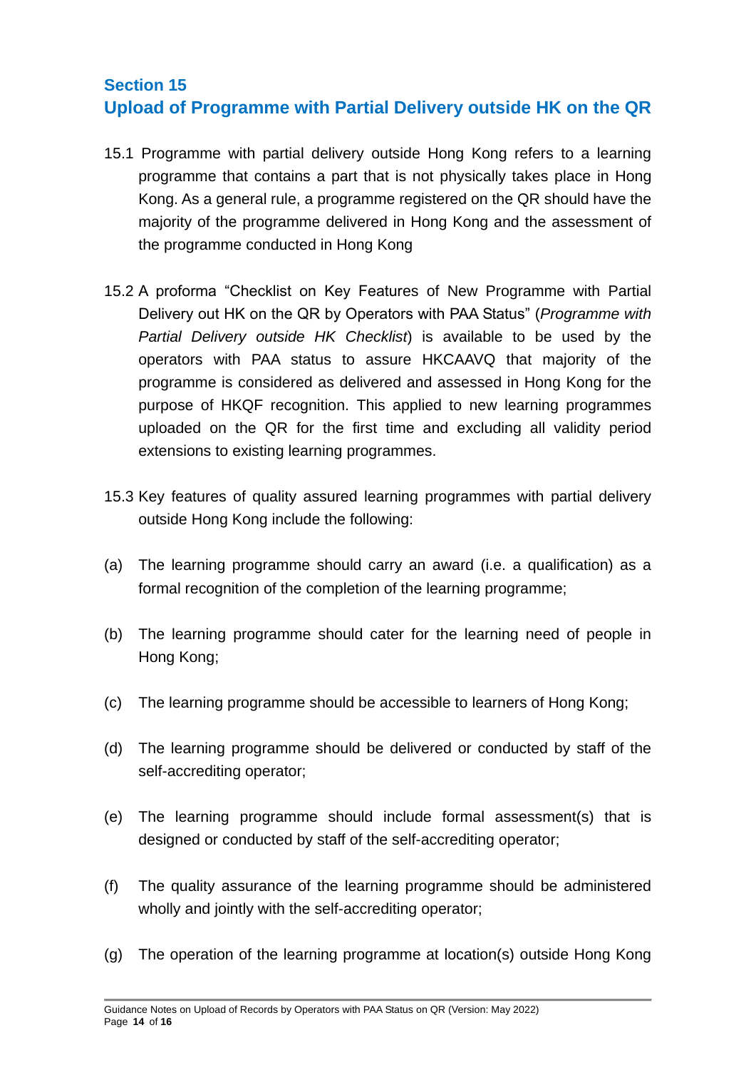## Section 15
## Upload of Programme with Partial Delivery outside HK on the QR

15.1 Programme with partial delivery outside Hong Kong refers to a learning programme that contains a part that is not physically takes place in Hong Kong. As a general rule, a programme registered on the QR should have the majority of the programme delivered in Hong Kong and the assessment of the programme conducted in Hong Kong

15.2 A proforma "Checklist on Key Features of New Programme with Partial Delivery out HK on the QR by Operators with PAA Status" (*Programme with Partial Delivery outside HK Checklist*) is available to be used by the operators with PAA status to assure HKCAAVQ that majority of the programme is considered as delivered and assessed in Hong Kong for the purpose of HKQF recognition. This applied to new learning programmes uploaded on the QR for the first time and excluding all validity period extensions to existing learning programmes.

15.3 Key features of quality assured learning programmes with partial delivery outside Hong Kong include the following:

(a) The learning programme should carry an award (i.e. a qualification) as a formal recognition of the completion of the learning programme;

(b) The learning programme should cater for the learning need of people in Hong Kong;

(c) The learning programme should be accessible to learners of Hong Kong;

(d) The learning programme should be delivered or conducted by staff of the self-accrediting operator;

(e) The learning programme should include formal assessment(s) that is designed or conducted by staff of the self-accrediting operator;

(f) The quality assurance of the learning programme should be administered wholly and jointly with the self-accrediting operator;

(g) The operation of the learning programme at location(s) outside Hong Kong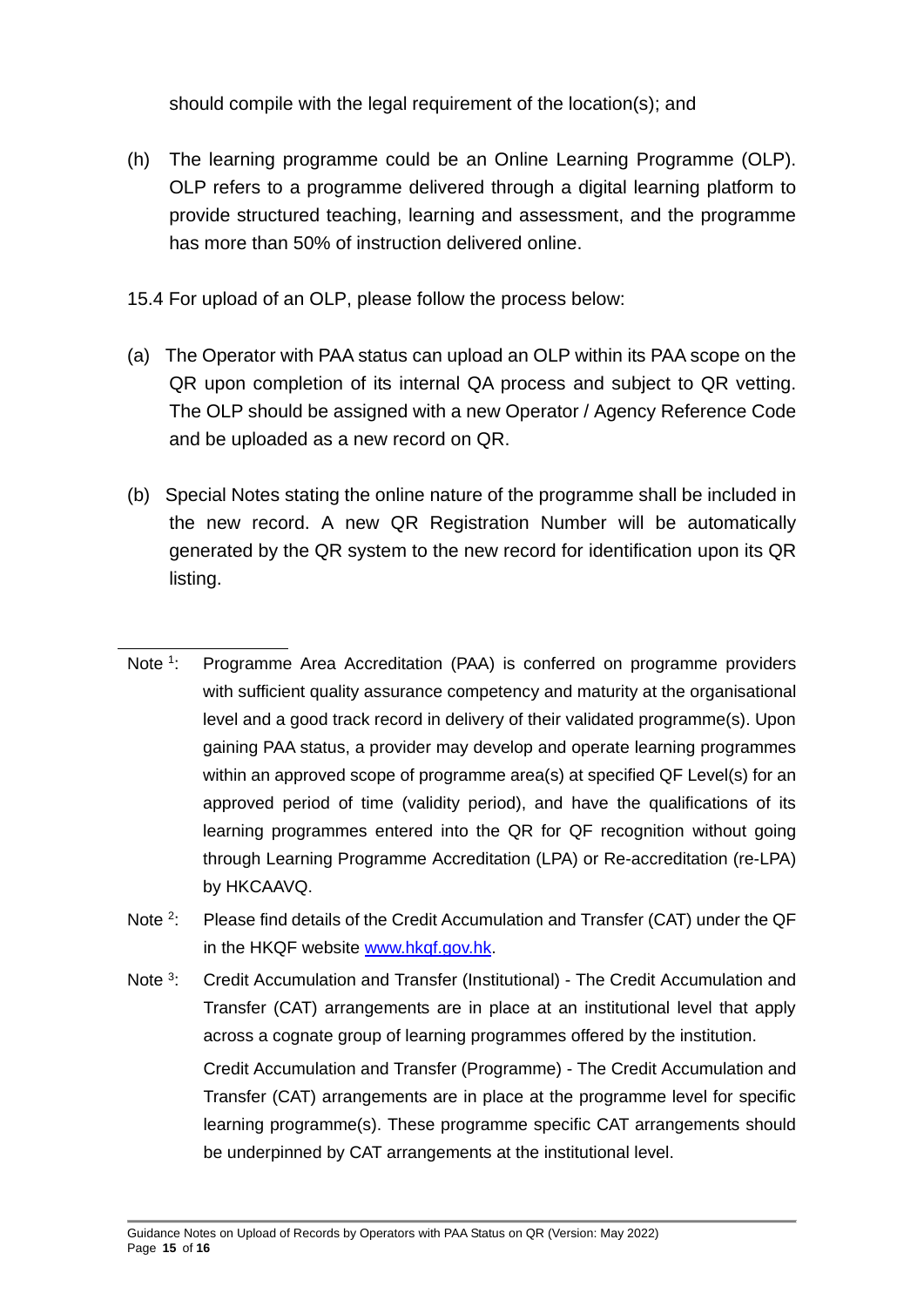should compile with the legal requirement of the location(s); and

(h) The learning programme could be an Online Learning Programme (OLP). OLP refers to a programme delivered through a digital learning platform to provide structured teaching, learning and assessment, and the programme has more than 50% of instruction delivered online.

15.4 For upload of an OLP, please follow the process below:

(a) The Operator with PAA status can upload an OLP within its PAA scope on the QR upon completion of its internal QA process and subject to QR vetting. The OLP should be assigned with a new Operator / Agency Reference Code and be uploaded as a new record on QR.

(b) Special Notes stating the online nature of the programme shall be included in the new record. A new QR Registration Number will be automatically generated by the QR system to the new record for identification upon its QR listing.

---

Note [1]: Programme Area Accreditation (PAA) is conferred on programme providers with sufficient quality assurance competency and maturity at the organisational level and a good track record in delivery of their validated programme(s). Upon gaining PAA status, a provider may develop and operate learning programmes within an approved scope of programme area(s) at specified QF Level(s) for an approved period of time (validity period), and have the qualifications of its learning programmes entered into the QR for QF recognition without going through Learning Programme Accreditation (LPA) or Re-accreditation (re-LPA) by HKCAAVQ.

Note [2]: Please find details of the Credit Accumulation and Transfer (CAT) under the QF in the HKQF website [www.hkqf.gov.hk](http://www.hkqf.gov.hk).

Note [3]: Credit Accumulation and Transfer (Institutional) - The Credit Accumulation and Transfer (CAT) arrangements are in place at an institutional level that apply across a cognate group of learning programmes offered by the institution.

Credit Accumulation and Transfer (Programme) - The Credit Accumulation and Transfer (CAT) arrangements are in place at the programme level for specific learning programme(s). These programme specific CAT arrangements should be underpinned by CAT arrangements at the institutional level.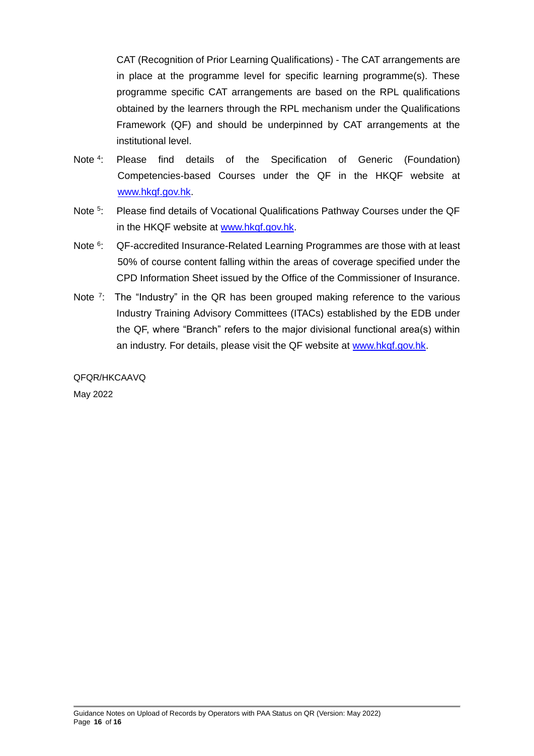CAT (Recognition of Prior Learning Qualifications) - The CAT arrangements are in place at the programme level for specific learning programme(s). These programme specific CAT arrangements are based on the RPL qualifications obtained by the learners through the RPL mechanism under the Qualifications Framework (QF) and should be underpinned by CAT arrangements at the institutional level.

Note [4]: Please find details of the Specification of Generic (Foundation) Competencies-based Courses under the QF in the HKQF website at www.hkqf.gov.hk.

Note [5]: Please find details of Vocational Qualifications Pathway Courses under the QF in the HKQF website at www.hkqf.gov.hk.

Note [6]: QF-accredited Insurance-Related Learning Programmes are those with at least 50% of course content falling within the areas of coverage specified under the CPD Information Sheet issued by the Office of the Commissioner of Insurance.

Note [7]: The "Industry" in the QR has been grouped making reference to the various Industry Training Advisory Committees (ITACs) established by the EDB under the QF, where "Branch" refers to the major divisional functional area(s) within an industry. For details, please visit the QF website at www.hkqf.gov.hk.

QFQR/HKCAAVQ

May 2022